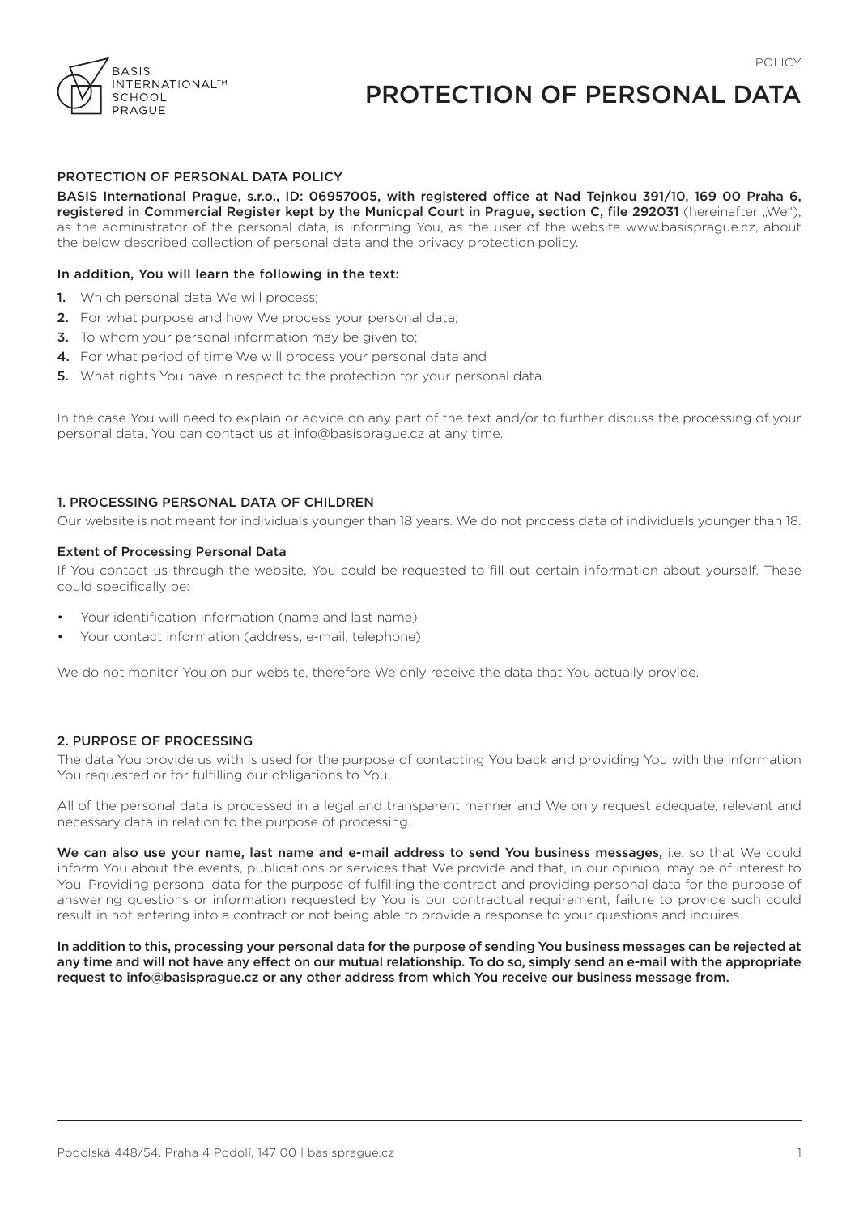# PROTECTION OF PERSONAL DATA

## PROTECTION OF PERSONAL DATA POLICY

**BASIS International Prague, s.r.o., ID: 06957005, with registered office at Nad Tejnkou 391/10, 169 00 Praha 6, registered in Commercial Register kept by the Municpal Court in Prague, section C, file 292031** (hereinafter „We"), as the administrator of the personal data, is informing You, as the user of the website www.basisprague.cz, about the below described collection of personal data and the privacy protection policy.

**In addition, You will learn the following in the text:**

1. Which personal data We will process;
2. For what purpose and how We process your personal data;
3. To whom your personal information may be given to;
4. For what period of time We will process your personal data and
5. What rights You have in respect to the protection for your personal data.

In the case You will need to explain or advice on any part of the text and/or to further discuss the processing of your personal data, You can contact us at info@basisprague.cz at any time.

## 1. PROCESSING PERSONAL DATA OF CHILDREN

Our website is not meant for individuals younger than 18 years. We do not process data of individuals younger than 18.

### Extent of Processing Personal Data

If You contact us through the website, You could be requested to fill out certain information about yourself. These could specifically be:

- Your identification information (name and last name)
- Your contact information (address, e-mail, telephone)

We do not monitor You on our website, therefore We only receive the data that You actually provide.

## 2. PURPOSE OF PROCESSING

The data You provide us with is used for the purpose of contacting You back and providing You with the information You requested or for fulfilling our obligations to You.

All of the personal data is processed in a legal and transparent manner and We only request adequate, relevant and necessary data in relation to the purpose of processing.

**We can also use your name, last name and e-mail address to send You business messages,** i.e. so that We could inform You about the events, publications or services that We provide and that, in our opinion, may be of interest to You. Providing personal data for the purpose of fulfilling the contract and providing personal data for the purpose of answering questions or information requested by You is our contractual requirement, failure to provide such could result in not entering into a contract or not being able to provide a response to your questions and inquires.

**In addition to this, processing your personal data for the purpose of sending You business messages can be rejected at any time and will not have any effect on our mutual relationship. To do so, simply send an e-mail with the appropriate request to info@basisprague.cz or any other address from which You receive our business message from.**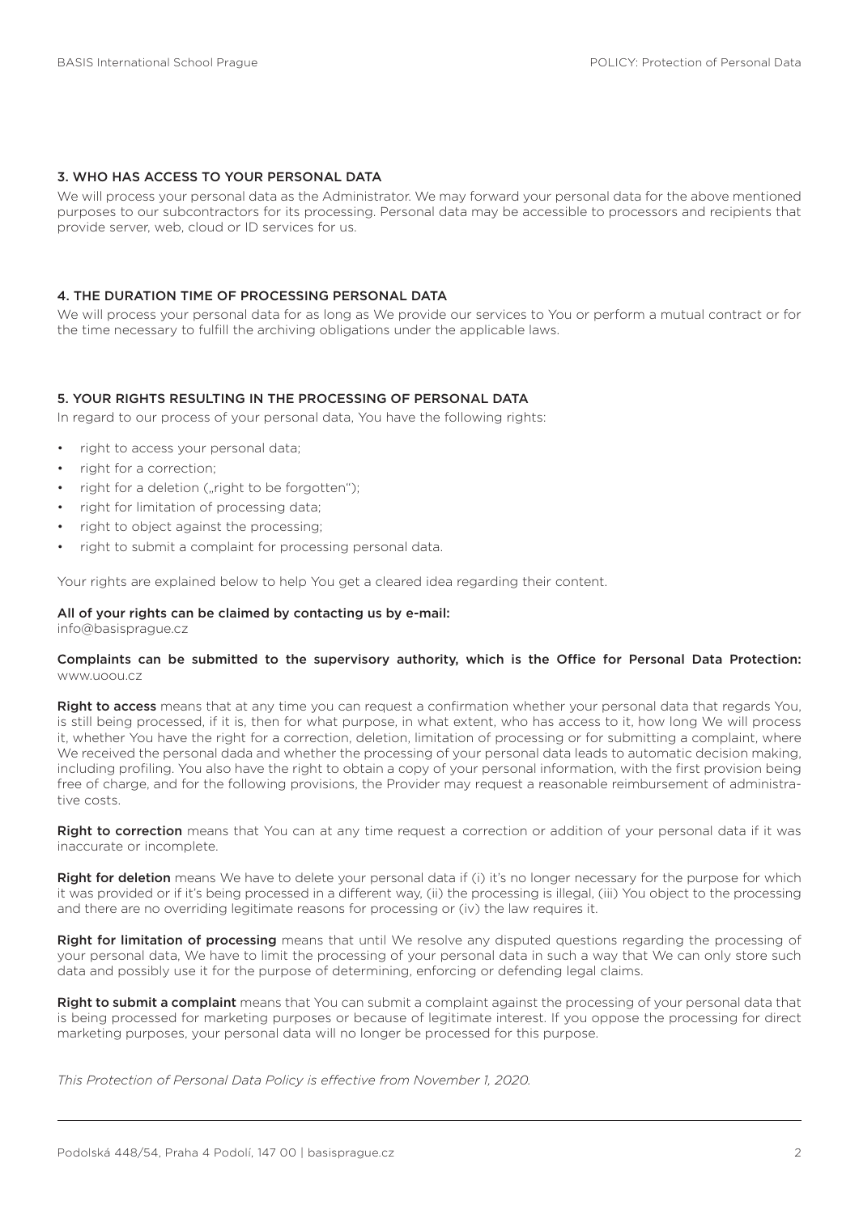## 3. WHO HAS ACCESS TO YOUR PERSONAL DATA

We will process your personal data as the Administrator. We may forward your personal data for the above mentioned purposes to our subcontractors for its processing. Personal data may be accessible to processors and recipients that provide server, web, cloud or ID services for us.

## 4. THE DURATION TIME OF PROCESSING PERSONAL DATA

We will process your personal data for as long as We provide our services to You or perform a mutual contract or for the time necessary to fulfill the archiving obligations under the applicable laws.

## 5. YOUR RIGHTS RESULTING IN THE PROCESSING OF PERSONAL DATA

In regard to our process of your personal data, You have the following rights:

- right to access your personal data;
- right for a correction;
- right for a deletion („right to be forgotten");
- right for limitation of processing data;
- right to object against the processing;
- right to submit a complaint for processing personal data.

Your rights are explained below to help You get a cleared idea regarding their content.

**All of your rights can be claimed by contacting us by e-mail:**
info@basisprague.cz

**Complaints can be submitted to the supervisory authority, which is the Office for Personal Data Protection:**
www.uoou.cz

**Right to access** means that at any time you can request a confirmation whether your personal data that regards You, is still being processed, if it is, then for what purpose, in what extent, who has access to it, how long We will process it, whether You have the right for a correction, deletion, limitation of processing or for submitting a complaint, where We received the personal dada and whether the processing of your personal data leads to automatic decision making, including profiling. You also have the right to obtain a copy of your personal information, with the first provision being free of charge, and for the following provisions, the Provider may request a reasonable reimbursement of administrative costs.

**Right to correction** means that You can at any time request a correction or addition of your personal data if it was inaccurate or incomplete.

**Right for deletion** means We have to delete your personal data if (i) it's no longer necessary for the purpose for which it was provided or if it's being processed in a different way, (ii) the processing is illegal, (iii) You object to the processing and there are no overriding legitimate reasons for processing or (iv) the law requires it.

**Right for limitation of processing** means that until We resolve any disputed questions regarding the processing of your personal data, We have to limit the processing of your personal data in such a way that We can only store such data and possibly use it for the purpose of determining, enforcing or defending legal claims.

**Right to submit a complaint** means that You can submit a complaint against the processing of your personal data that is being processed for marketing purposes or because of legitimate interest. If you oppose the processing for direct marketing purposes, your personal data will no longer be processed for this purpose.

*This Protection of Personal Data Policy is effective from November 1, 2020.*

Podolská 448/54, Praha 4 Podolí, 147 00 | basisprague.cz